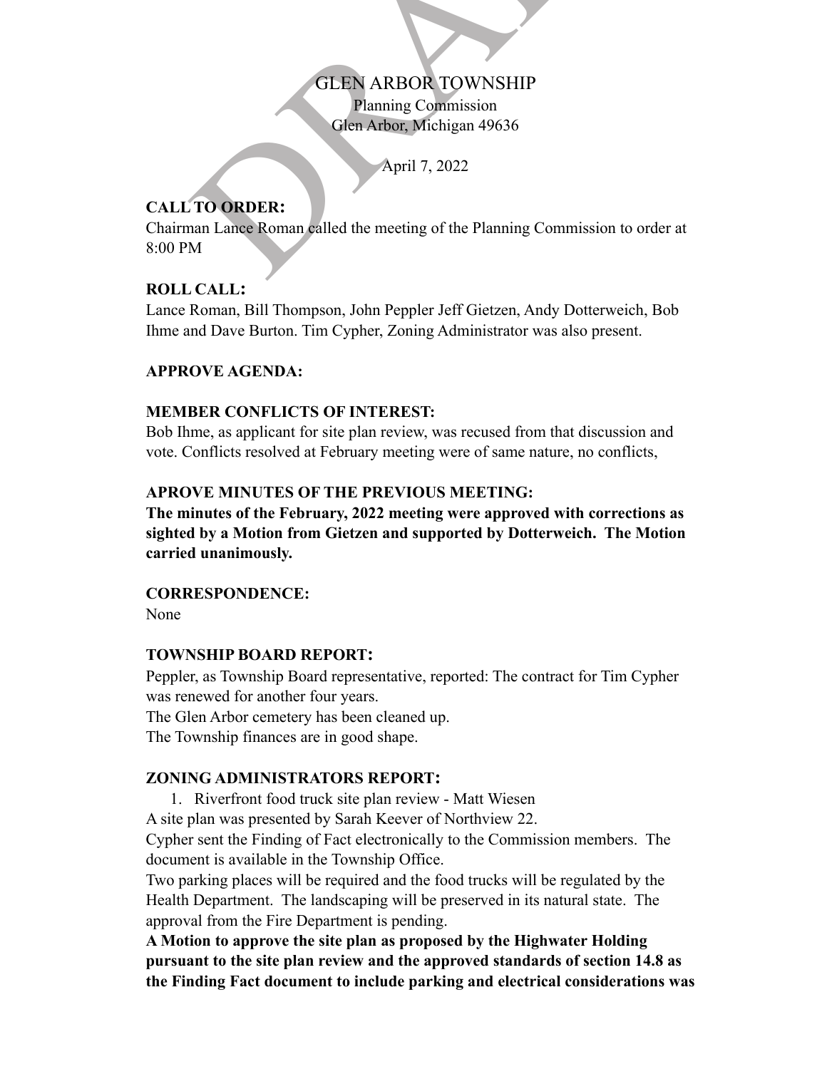# GLEN ARBOR TOWNSHIP

Planning Commission
Glen Arbor, Michigan 49636

April 7, 2022

### CALL TO ORDER:

Chairman Lance Roman called the meeting of the Planning Commission to order at 8:00 PM

### ROLL CALL:

Lance Roman, Bill Thompson, John Peppler Jeff Gietzen, Andy Dotterweich, Bob Ihme and Dave Burton. Tim Cypher, Zoning Administrator was also present.

### APPROVE AGENDA:

### MEMBER CONFLICTS OF INTEREST:

Bob Ihme, as applicant for site plan review, was recused from that discussion and vote. Conflicts resolved at February meeting were of same nature, no conflicts,

### APROVE MINUTES OF THE PREVIOUS MEETING:

**The minutes of the February, 2022 meeting were approved with corrections as sighted by a Motion from Gietzen and supported by Dotterweich. The Motion carried unanimously.**

### CORRESPONDENCE:

None

### TOWNSHIP BOARD REPORT:

Peppler, as Township Board representative, reported: The contract for Tim Cypher was renewed for another four years.
The Glen Arbor cemetery has been cleaned up.
The Township finances are in good shape.

### ZONING ADMINISTRATORS REPORT:

1. Riverfront food truck site plan review - Matt Wiesen

A site plan was presented by Sarah Keever of Northview 22.
Cypher sent the Finding of Fact electronically to the Commission members. The document is available in the Township Office.
Two parking places will be required and the food trucks will be regulated by the Health Department. The landscaping will be preserved in its natural state. The approval from the Fire Department is pending.
**A Motion to approve the site plan as proposed by the Highwater Holding pursuant to the site plan review and the approved standards of section 14.8 as the Finding Fact document to include parking and electrical considerations was**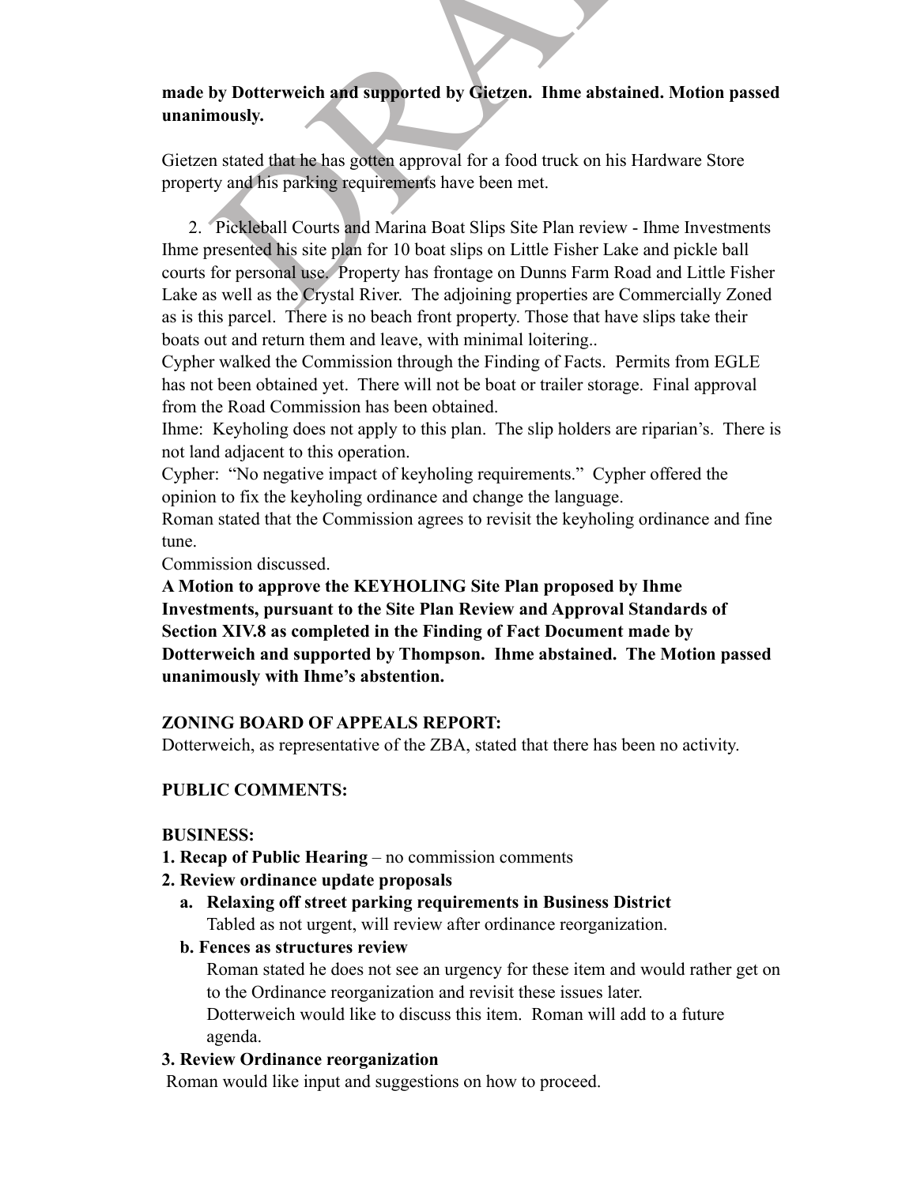**made by Dotterweich and supported by Gietzen. Ihme abstained. Motion passed unanimously.**

Gietzen stated that he has gotten approval for a food truck on his Hardware Store property and his parking requirements have been met.

2. Pickleball Courts and Marina Boat Slips Site Plan review - Ihme Investments

Ihme presented his site plan for 10 boat slips on Little Fisher Lake and pickle ball courts for personal use. Property has frontage on Dunns Farm Road and Little Fisher Lake as well as the Crystal River. The adjoining properties are Commercially Zoned as is this parcel. There is no beach front property. Those that have slips take their boats out and return them and leave, with minimal loitering..

Cypher walked the Commission through the Finding of Facts. Permits from EGLE has not been obtained yet. There will not be boat or trailer storage. Final approval from the Road Commission has been obtained.

Ihme: Keyholing does not apply to this plan. The slip holders are riparian's. There is not land adjacent to this operation.

Cypher: "No negative impact of keyholing requirements." Cypher offered the opinion to fix the keyholing ordinance and change the language.

Roman stated that the Commission agrees to revisit the keyholing ordinance and fine tune.

Commission discussed.

**A Motion to approve the KEYHOLING Site Plan proposed by Ihme Investments, pursuant to the Site Plan Review and Approval Standards of Section XIV.8 as completed in the Finding of Fact Document made by Dotterweich and supported by Thompson. Ihme abstained. The Motion passed unanimously with Ihme's abstention.**

**ZONING BOARD OF APPEALS REPORT:**

Dotterweich, as representative of the ZBA, stated that there has been no activity.

**PUBLIC COMMENTS:**

**BUSINESS:**

**1. Recap of Public Hearing** – no commission comments

**2. Review ordinance update proposals**

- **a. Relaxing off street parking requirements in Business District**
  Tabled as not urgent, will review after ordinance reorganization.
- **b. Fences as structures review**
  Roman stated he does not see an urgency for these item and would rather get on to the Ordinance reorganization and revisit these issues later.
  Dotterweich would like to discuss this item. Roman will add to a future agenda.

**3. Review Ordinance reorganization**

Roman would like input and suggestions on how to proceed.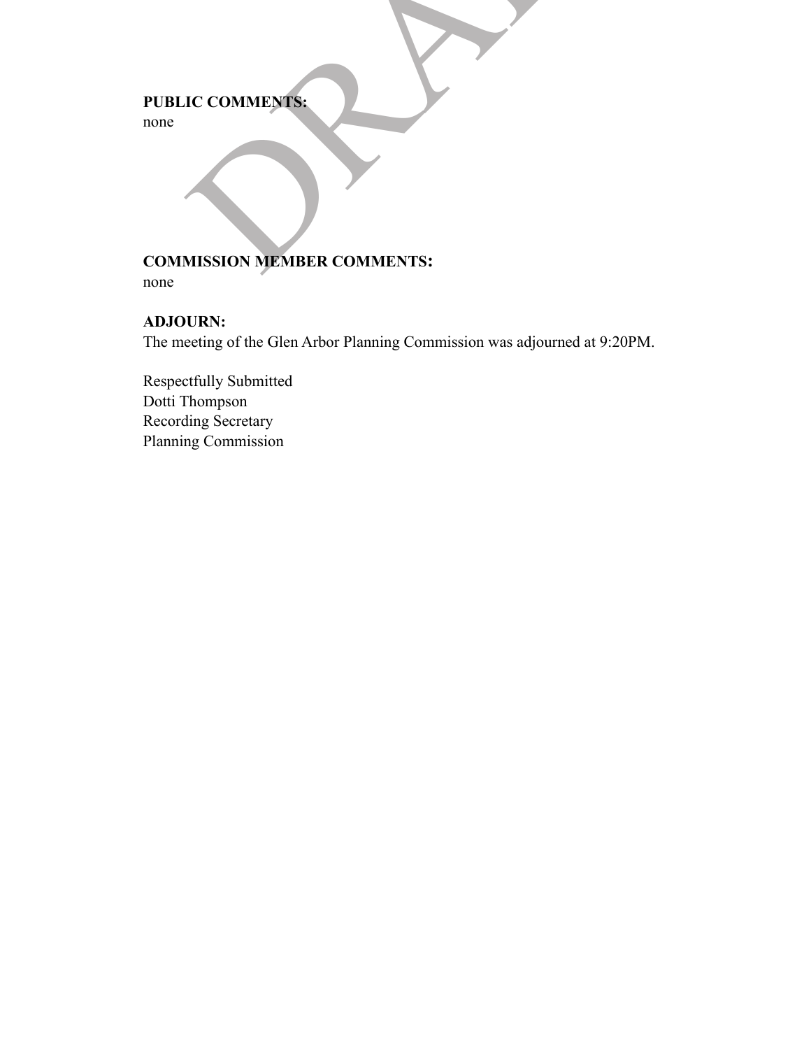**PUBLIC COMMENTS:**
none

**COMMISSION MEMBER COMMENTS:**
none

**ADJOURN:**
The meeting of the Glen Arbor Planning Commission was adjourned at 9:20PM.

Respectfully Submitted
Dotti Thompson
Recording Secretary
Planning Commission